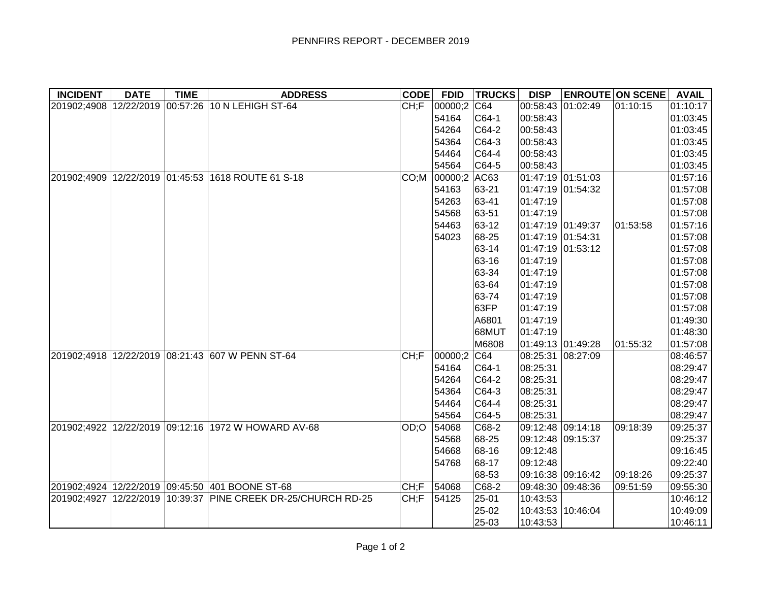# PENNFIRS REPORT - DECEMBER 2019

| INCIDENT | DATE | TIME | ADDRESS | CODE | FDID | TRUCKS | DISP | ENROUTE | ON SCENE | AVAIL |
|---|---|---|---|---|---|---|---|---|---|---|
| 201902;4908 | 12/22/2019 | 00:57:26 | 10 N LEHIGH ST-64 | CH;F | 00000;2 | C64 | 00:58:43 | 01:02:49 | 01:10:15 | 01:10:17 |
| | | | | | 54164 | C64-1 | 00:58:43 | | | 01:03:45 |
| | | | | | 54264 | C64-2 | 00:58:43 | | | 01:03:45 |
| | | | | | 54364 | C64-3 | 00:58:43 | | | 01:03:45 |
| | | | | | 54464 | C64-4 | 00:58:43 | | | 01:03:45 |
| | | | | | 54564 | C64-5 | 00:58:43 | | | 01:03:45 |
| 201902;4909 | 12/22/2019 | 01:45:53 | 1618 ROUTE 61 S-18 | CO;M | 00000;2 | AC63 | 01:47:19 | 01:51:03 | | 01:57:16 |
| | | | | | 54163 | 63-21 | 01:47:19 | 01:54:32 | | 01:57:08 |
| | | | | | 54263 | 63-41 | 01:47:19 | | | 01:57:08 |
| | | | | | 54568 | 63-51 | 01:47:19 | | | 01:57:08 |
| | | | | | 54463 | 63-12 | 01:47:19 | 01:49:37 | 01:53:58 | 01:57:16 |
| | | | | | 54023 | 68-25 | 01:47:19 | 01:54:31 | | 01:57:08 |
| | | | | | | 63-14 | 01:47:19 | 01:53:12 | | 01:57:08 |
| | | | | | | 63-16 | 01:47:19 | | | 01:57:08 |
| | | | | | | 63-34 | 01:47:19 | | | 01:57:08 |
| | | | | | | 63-64 | 01:47:19 | | | 01:57:08 |
| | | | | | | 63-74 | 01:47:19 | | | 01:57:08 |
| | | | | | | 63FP | 01:47:19 | | | 01:57:08 |
| | | | | | | A6801 | 01:47:19 | | | 01:49:30 |
| | | | | | | 68MUT | 01:47:19 | | | 01:48:30 |
| | | | | | | M6808 | 01:49:13 | 01:49:28 | 01:55:32 | 01:57:08 |
| 201902;4918 | 12/22/2019 | 08:21:43 | 607 W PENN ST-64 | CH;F | 00000;2 | C64 | 08:25:31 | 08:27:09 | | 08:46:57 |
| | | | | | 54164 | C64-1 | 08:25:31 | | | 08:29:47 |
| | | | | | 54264 | C64-2 | 08:25:31 | | | 08:29:47 |
| | | | | | 54364 | C64-3 | 08:25:31 | | | 08:29:47 |
| | | | | | 54464 | C64-4 | 08:25:31 | | | 08:29:47 |
| | | | | | 54564 | C64-5 | 08:25:31 | | | 08:29:47 |
| 201902;4922 | 12/22/2019 | 09:12:16 | 1972 W HOWARD AV-68 | OD;O | 54068 | C68-2 | 09:12:48 | 09:14:18 | 09:18:39 | 09:25:37 |
| | | | | | 54568 | 68-25 | 09:12:48 | 09:15:37 | | 09:25:37 |
| | | | | | 54668 | 68-16 | 09:12:48 | | | 09:16:45 |
| | | | | | 54768 | 68-17 | 09:12:48 | | | 09:22:40 |
| | | | | | | 68-53 | 09:16:38 | 09:16:42 | 09:18:26 | 09:25:37 |
| 201902;4924 | 12/22/2019 | 09:45:50 | 401 BOONE ST-68 | CH;F | 54068 | C68-2 | 09:48:30 | 09:48:36 | 09:51:59 | 09:55:30 |
| 201902;4927 | 12/22/2019 | 10:39:37 | PINE CREEK DR-25/CHURCH RD-25 | CH;F | 54125 | 25-01 | 10:43:53 | | | 10:46:12 |
| | | | | | | 25-02 | 10:43:53 | 10:46:04 | | 10:49:09 |
| | | | | | | 25-03 | 10:43:53 | | | 10:46:11 |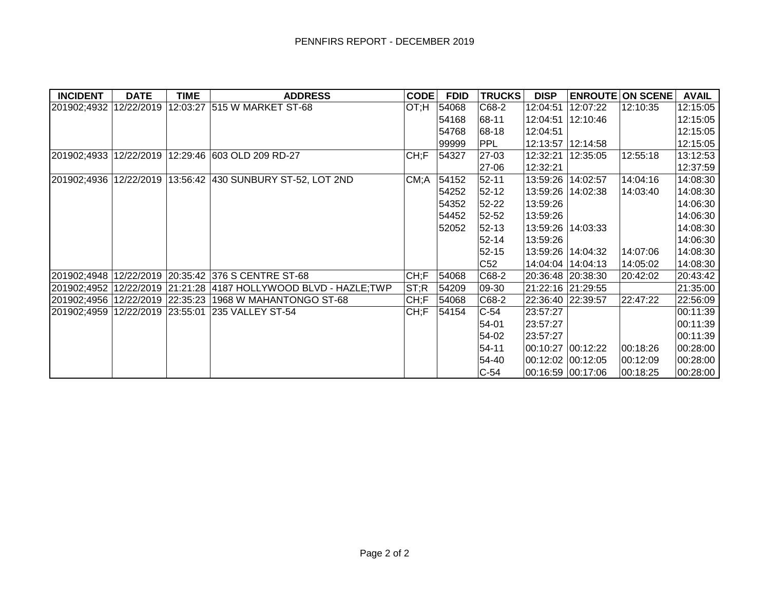# PENNFIRS REPORT - DECEMBER 2019

| INCIDENT | DATE | TIME | ADDRESS | CODE | FDID | TRUCKS | DISP | ENROUTE | ON SCENE | AVAIL |
|---|---|---|---|---|---|---|---|---|---|---|
| 201902;4932 | 12/22/2019 | 12:03:27 | 515 W MARKET ST-68 | OT;H | 54068 | C68-2 | 12:04:51 | 12:07:22 | 12:10:35 | 12:15:05 |
| | | | | | 54168 | 68-11 | 12:04:51 | 12:10:46 | | 12:15:05 |
| | | | | | 54768 | 68-18 | 12:04:51 | | | 12:15:05 |
| | | | | | 99999 | PPL | 12:13:57 | 12:14:58 | | 12:15:05 |
| 201902;4933 | 12/22/2019 | 12:29:46 | 603 OLD 209 RD-27 | CH;F | 54327 | 27-03 | 12:32:21 | 12:35:05 | 12:55:18 | 13:12:53 |
| | | | | | | 27-06 | 12:32:21 | | | 12:37:59 |
| 201902;4936 | 12/22/2019 | 13:56:42 | 430 SUNBURY ST-52, LOT 2ND | CM;A | 54152 | 52-11 | 13:59:26 | 14:02:57 | 14:04:16 | 14:08:30 |
| | | | | | 54252 | 52-12 | 13:59:26 | 14:02:38 | 14:03:40 | 14:08:30 |
| | | | | | 54352 | 52-22 | 13:59:26 | | | 14:06:30 |
| | | | | | 54452 | 52-52 | 13:59:26 | | | 14:06:30 |
| | | | | | 52052 | 52-13 | 13:59:26 | 14:03:33 | | 14:08:30 |
| | | | | | | 52-14 | 13:59:26 | | | 14:06:30 |
| | | | | | | 52-15 | 13:59:26 | 14:04:32 | 14:07:06 | 14:08:30 |
| | | | | | | C52 | 14:04:04 | 14:04:13 | 14:05:02 | 14:08:30 |
| 201902;4948 | 12/22/2019 | 20:35:42 | 376 S CENTRE ST-68 | CH;F | 54068 | C68-2 | 20:36:48 | 20:38:30 | 20:42:02 | 20:43:42 |
| 201902;4952 | 12/22/2019 | 21:21:28 | 4187 HOLLYWOOD BLVD - HAZLE;TWP | ST;R | 54209 | 09-30 | 21:22:16 | 21:29:55 | | 21:35:00 |
| 201902;4956 | 12/22/2019 | 22:35:23 | 1968 W MAHANTONGO ST-68 | CH;F | 54068 | C68-2 | 22:36:40 | 22:39:57 | 22:47:22 | 22:56:09 |
| 201902;4959 | 12/22/2019 | 23:55:01 | 235 VALLEY ST-54 | CH;F | 54154 | C-54 | 23:57:27 | | | 00:11:39 |
| | | | | | | 54-01 | 23:57:27 | | | 00:11:39 |
| | | | | | | 54-02 | 23:57:27 | | | 00:11:39 |
| | | | | | | 54-11 | 00:10:27 | 00:12:22 | 00:18:26 | 00:28:00 |
| | | | | | | 54-40 | 00:12:02 | 00:12:05 | 00:12:09 | 00:28:00 |
| | | | | | | C-54 | 00:16:59 | 00:17:06 | 00:18:25 | 00:28:00 |